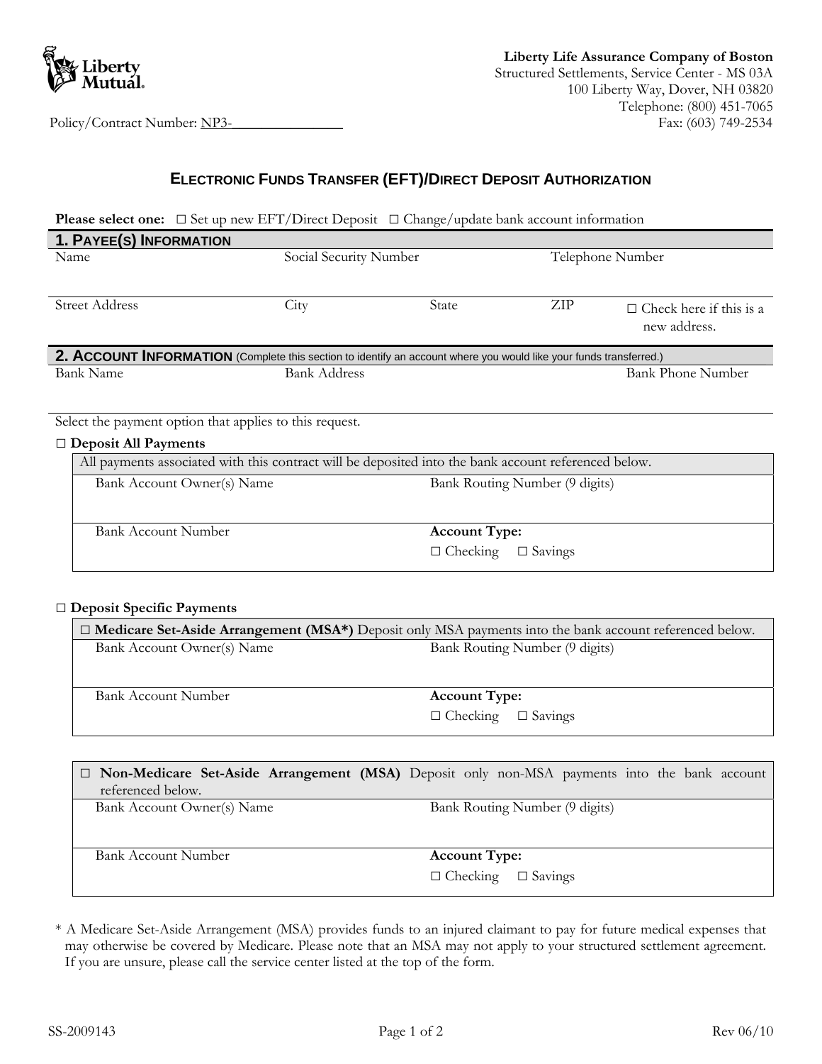Liberty Mutual.

**Liberty Life Assurance Company of Boston**
Structured Settlements, Service Center - MS 03A
100 Liberty Way, Dover, NH 03820
Telephone: (800) 451-7065
Fax: (603) 749-2534

Policy/Contract Number: NP3-_______________

## ELECTRONIC FUNDS TRANSFER (EFT)/DIRECT DEPOSIT AUTHORIZATION

**Please select one:** ☐ Set up new EFT/Direct Deposit ☐ Change/update bank account information

### 1. PAYEE(S) INFORMATION

| Name | Social Security Number | | Telephone Number | |
|---|---|---|---|---|
| | | | | |
| Street Address | City | State | ZIP | ☐ Check here if this is a new address. |

### 2. ACCOUNT INFORMATION (Complete this section to identify an account where you would like your funds transferred.)

| Bank Name | Bank Address | Bank Phone Number |
|---|---|---|
| | | |

Select the payment option that applies to this request.

☐ **Deposit All Payments**

| All payments associated with this contract will be deposited into the bank account referenced below. | |
|---|---|
| Bank Account Owner(s) Name | Bank Routing Number (9 digits) |
| Bank Account Number | **Account Type:** ☐ Checking ☐ Savings |

☐ **Deposit Specific Payments**

| ☐ **Medicare Set-Aside Arrangement (MSA*)** Deposit only MSA payments into the bank account referenced below. | |
|---|---|
| Bank Account Owner(s) Name | Bank Routing Number (9 digits) |
| Bank Account Number | **Account Type:** ☐ Checking ☐ Savings |

| ☐ **Non-Medicare Set-Aside Arrangement (MSA)** Deposit only non-MSA payments into the bank account referenced below. | |
|---|---|
| Bank Account Owner(s) Name | Bank Routing Number (9 digits) |
| Bank Account Number | **Account Type:** ☐ Checking ☐ Savings |

* A Medicare Set-Aside Arrangement (MSA) provides funds to an injured claimant to pay for future medical expenses that may otherwise be covered by Medicare. Please note that an MSA may not apply to your structured settlement agreement. If you are unsure, please call the service center listed at the top of the form.

SS-2009143 Rev 06/10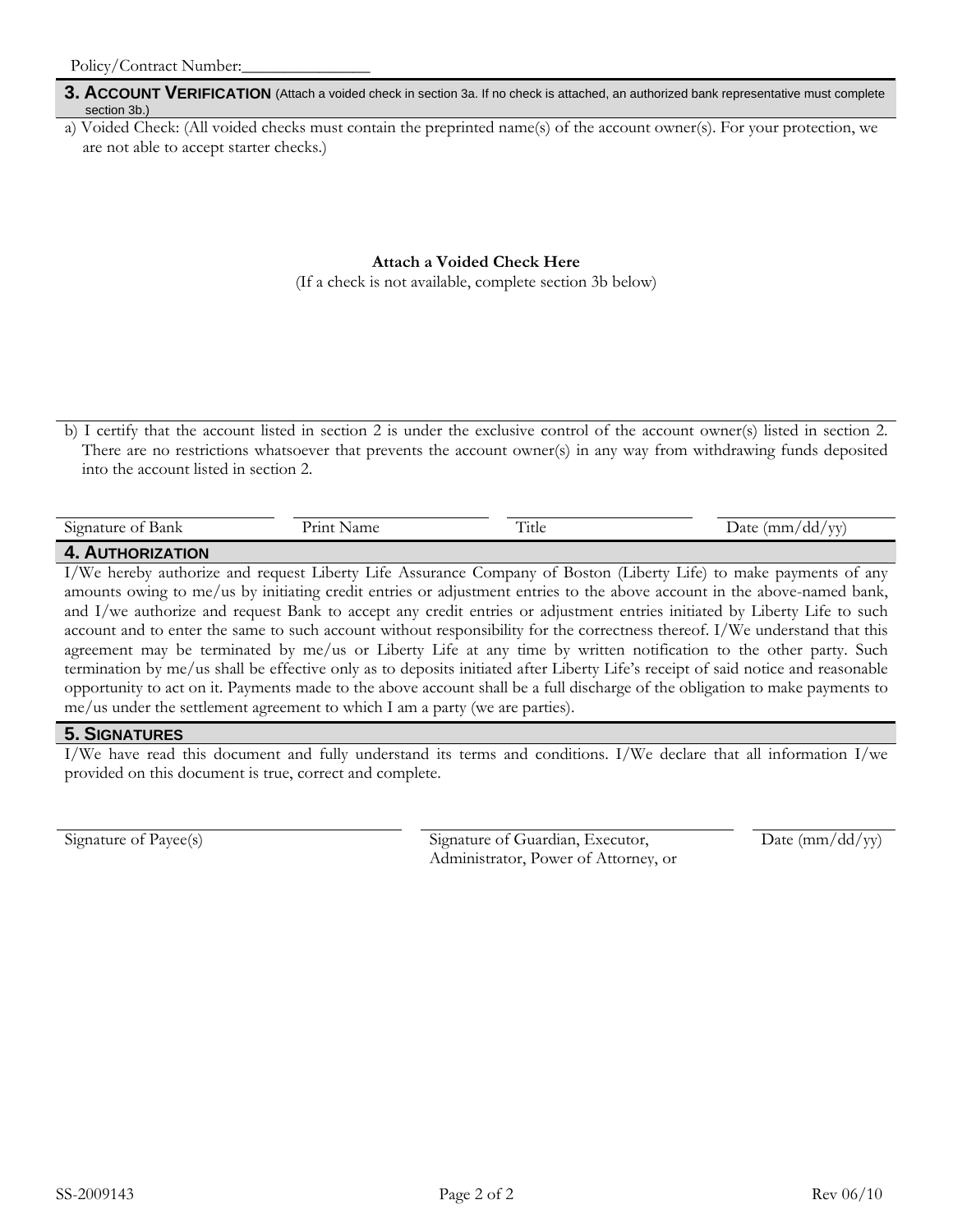Policy/Contract Number:_______________

## 3. ACCOUNT VERIFICATION (Attach a voided check in section 3a. If no check is attached, an authorized bank representative must complete section 3b.)

a) Voided Check: (All voided checks must contain the preprinted name(s) of the account owner(s). For your protection, we are not able to accept starter checks.)

**Attach a Voided Check Here**

(If a check is not available, complete section 3b below)

b) I certify that the account listed in section 2 is under the exclusive control of the account owner(s) listed in section 2. There are no restrictions whatsoever that prevents the account owner(s) in any way from withdrawing funds deposited into the account listed in section 2.

| | | | |
|---|---|---|---|
| Signature of Bank | Print Name | Title | Date (mm/dd/yy) |

## 4. AUTHORIZATION

I/We hereby authorize and request Liberty Life Assurance Company of Boston (Liberty Life) to make payments of any amounts owing to me/us by initiating credit entries or adjustment entries to the above account in the above-named bank, and I/we authorize and request Bank to accept any credit entries or adjustment entries initiated by Liberty Life to such account and to enter the same to such account without responsibility for the correctness thereof. I/We understand that this agreement may be terminated by me/us or Liberty Life at any time by written notification to the other party. Such termination by me/us shall be effective only as to deposits initiated after Liberty Life's receipt of said notice and reasonable opportunity to act on it. Payments made to the above account shall be a full discharge of the obligation to make payments to me/us under the settlement agreement to which I am a party (we are parties).

## 5. SIGNATURES

I/We have read this document and fully understand its terms and conditions. I/We declare that all information I/we provided on this document is true, correct and complete.

| | | |
|---|---|---|
| Signature of Payee(s) | Signature of Guardian, Executor, Administrator, Power of Attorney, or | Date (mm/dd/yy) |

SS-2009143

Rev 06/10